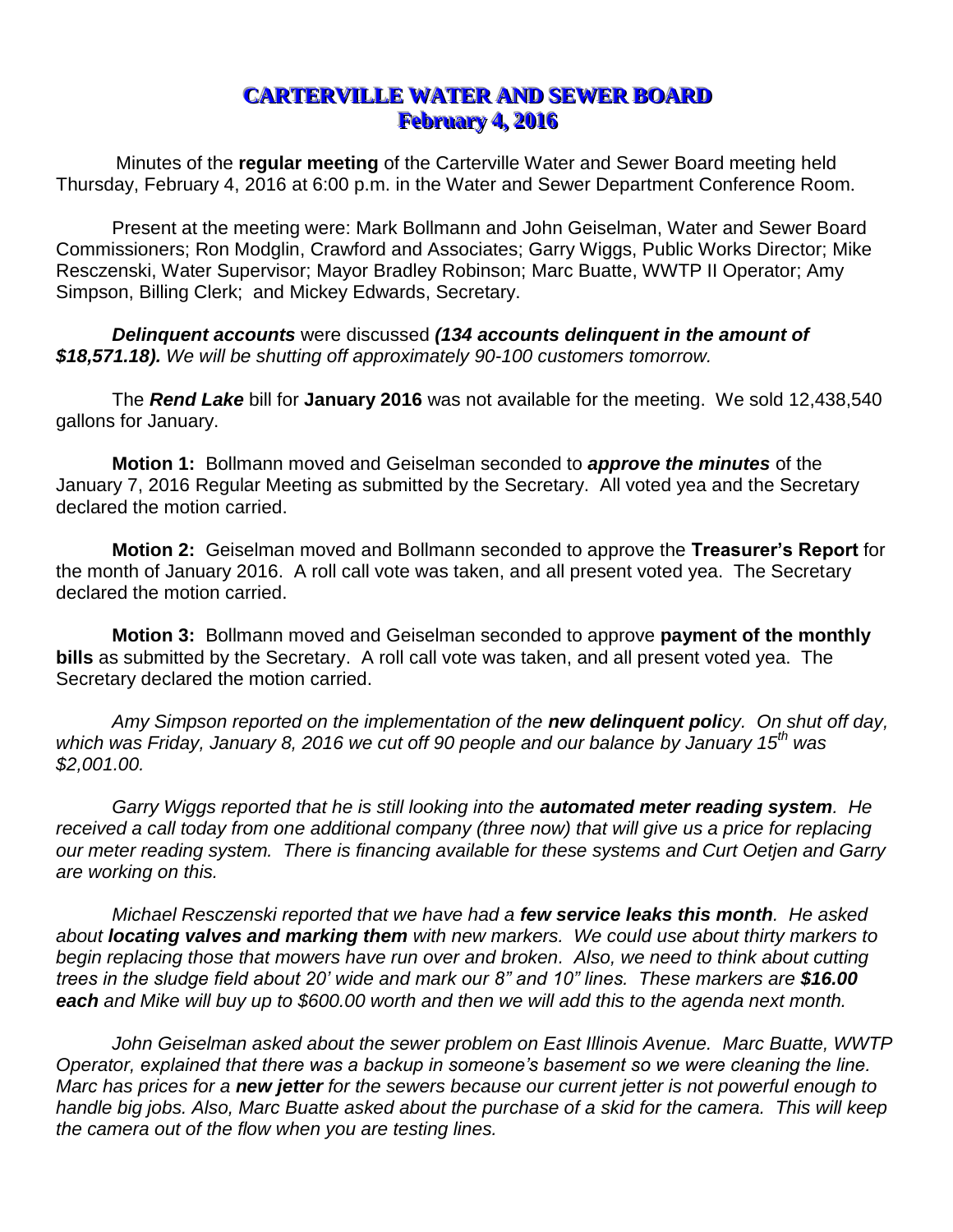# CARTERVILLE WATER AND SEWER BOARD
## February 4, 2016

Minutes of the **regular meeting** of the Carterville Water and Sewer Board meeting held Thursday, February 4, 2016 at 6:00 p.m. in the Water and Sewer Department Conference Room.

Present at the meeting were: Mark Bollmann and John Geiselman, Water and Sewer Board Commissioners; Ron Modglin, Crawford and Associates; Garry Wiggs, Public Works Director; Mike Resczenski, Water Supervisor; Mayor Bradley Robinson; Marc Buatte, WWTP II Operator; Amy Simpson, Billing Clerk; and Mickey Edwards, Secretary.

***Delinquent accounts*** *were discussed* ***(134 accounts delinquent in the amount of $18,571.18).*** *We will be shutting off approximately 90-100 customers tomorrow.*

The ***Rend Lake*** bill for **January 2016** was not available for the meeting. We sold 12,438,540 gallons for January.

**Motion 1:** Bollmann moved and Geiselman seconded to ***approve the minutes*** of the January 7, 2016 Regular Meeting as submitted by the Secretary. All voted yea and the Secretary declared the motion carried.

**Motion 2:** Geiselman moved and Bollmann seconded to approve the **Treasurer's Report** for the month of January 2016. A roll call vote was taken, and all present voted yea. The Secretary declared the motion carried.

**Motion 3:** Bollmann moved and Geiselman seconded to approve **payment of the monthly bills** as submitted by the Secretary. A roll call vote was taken, and all present voted yea. The Secretary declared the motion carried.

*Amy Simpson reported on the implementation of the* ***new delinquent poli****cy. On shut off day, which was Friday, January 8, 2016 we cut off 90 people and our balance by January 15th was $2,001.00.*

*Garry Wiggs reported that he is still looking into the* ***automated meter reading system****. He received a call today from one additional company (three now) that will give us a price for replacing our meter reading system. There is financing available for these systems and Curt Oetjen and Garry are working on this.*

*Michael Resczenski reported that we have had a* ***few service leaks this month****. He asked about* ***locating valves and marking them*** *with new markers. We could use about thirty markers to begin replacing those that mowers have run over and broken. Also, we need to think about cutting trees in the sludge field about 20' wide and mark our 8" and 10" lines. These markers are* ***$16.00 each*** *and Mike will buy up to $600.00 worth and then we will add this to the agenda next month.*

*John Geiselman asked about the sewer problem on East Illinois Avenue. Marc Buatte, WWTP Operator, explained that there was a backup in someone's basement so we were cleaning the line. Marc has prices for a* ***new jetter*** *for the sewers because our current jetter is not powerful enough to handle big jobs. Also, Marc Buatte asked about the purchase of a skid for the camera. This will keep the camera out of the flow when you are testing lines.*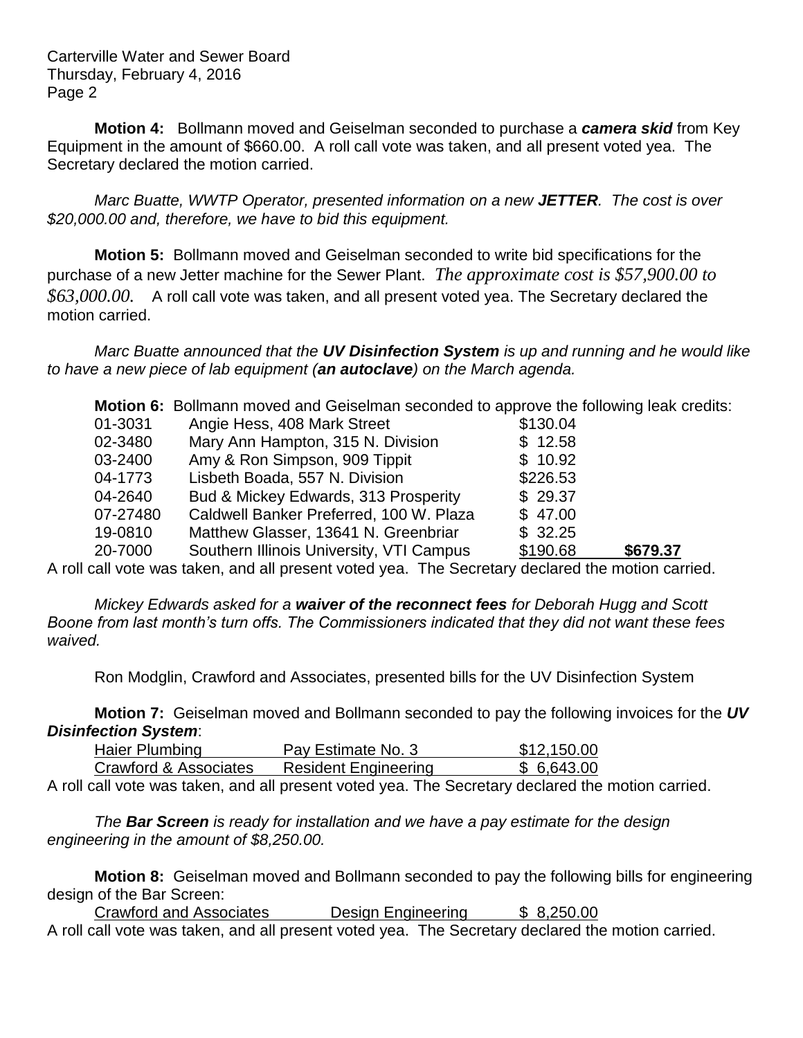**Motion 4:** Bollmann moved and Geiselman seconded to purchase a ***camera skid*** from Key Equipment in the amount of $660.00. A roll call vote was taken, and all present voted yea. The Secretary declared the motion carried.

*Marc Buatte, WWTP Operator, presented information on a new **JETTER**. The cost is over $20,000.00 and, therefore, we have to bid this equipment.*

**Motion 5:** Bollmann moved and Geiselman seconded to write bid specifications for the purchase of a new Jetter machine for the Sewer Plant. *The approximate cost is $57,900.00 to $63,000.00.* A roll call vote was taken, and all present voted yea. The Secretary declared the motion carried.

*Marc Buatte announced that the **UV Disinfection System** is up and running and he would like to have a new piece of lab equipment (**an autoclave**) on the March agenda.*

**Motion 6:** Bollmann moved and Geiselman seconded to approve the following leak credits:

| | | | |
|---|---|---|---|
| 01-3031 | Angie Hess, 408 Mark Street | $130.04 | |
| 02-3480 | Mary Ann Hampton, 315 N. Division | $ 12.58 | |
| 03-2400 | Amy & Ron Simpson, 909 Tippit | $ 10.92 | |
| 04-1773 | Lisbeth Boada, 557 N. Division | $226.53 | |
| 04-2640 | Bud & Mickey Edwards, 313 Prosperity | $ 29.37 | |
| 07-27480 | Caldwell Banker Preferred, 100 W. Plaza | $ 47.00 | |
| 19-0810 | Matthew Glasser, 13641 N. Greenbriar | $ 32.25 | |
| 20-7000 | Southern Illinois University, VTI Campus | $190.68 | **$679.37** |

A roll call vote was taken, and all present voted yea. The Secretary declared the motion carried.

*Mickey Edwards asked for a **waiver of the reconnect fees** for Deborah Hugg and Scott Boone from last month's turn offs. The Commissioners indicated that they did not want these fees waived.*

Ron Modglin, Crawford and Associates, presented bills for the UV Disinfection System

**Motion 7:** Geiselman moved and Bollmann seconded to pay the following invoices for the ***UV Disinfection System***:

| | | |
|---|---|---|
| Haier Plumbing | Pay Estimate No. 3 | $12,150.00 |
| Crawford & Associates | Resident Engineering | $ 6,643.00 |

A roll call vote was taken, and all present voted yea. The Secretary declared the motion carried.

*The **Bar Screen** is ready for installation and we have a pay estimate for the design engineering in the amount of $8,250.00.*

**Motion 8:** Geiselman moved and Bollmann seconded to pay the following bills for engineering design of the Bar Screen:

| | | |
|---|---|---|
| Crawford and Associates | Design Engineering | $ 8,250.00 |

A roll call vote was taken, and all present voted yea. The Secretary declared the motion carried.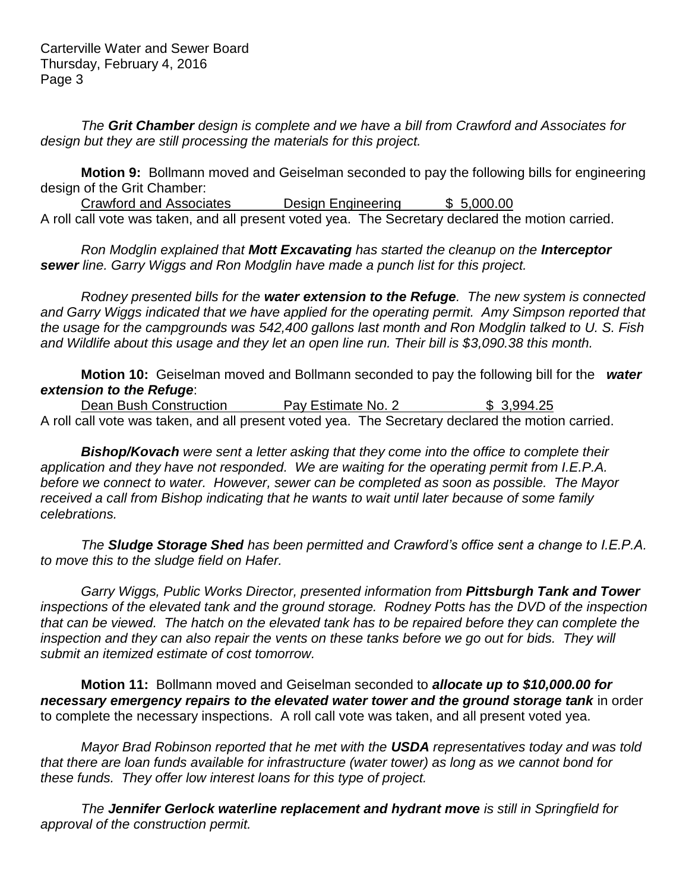*The **Grit Chamber** design is complete and we have a bill from Crawford and Associates for design but they are still processing the materials for this project.*

**Motion 9:** Bollmann moved and Geiselman seconded to pay the following bills for engineering design of the Grit Chamber:

Crawford and Associates Design Engineering $ 5,000.00

A roll call vote was taken, and all present voted yea. The Secretary declared the motion carried.

*Ron Modglin explained that **Mott Excavating** has started the cleanup on the **Interceptor sewer** line. Garry Wiggs and Ron Modglin have made a punch list for this project.*

*Rodney presented bills for the **water extension to the Refuge**. The new system is connected and Garry Wiggs indicated that we have applied for the operating permit. Amy Simpson reported that the usage for the campgrounds was 542,400 gallons last month and Ron Modglin talked to U. S. Fish and Wildlife about this usage and they let an open line run. Their bill is $3,090.38 this month.*

**Motion 10:** Geiselman moved and Bollmann seconded to pay the following bill for the ***water extension to the Refuge***:

Dean Bush Construction Pay Estimate No. 2 $ 3,994.25

A roll call vote was taken, and all present voted yea. The Secretary declared the motion carried.

***Bishop/Kovach** were sent a letter asking that they come into the office to complete their application and they have not responded. We are waiting for the operating permit from I.E.P.A. before we connect to water. However, sewer can be completed as soon as possible. The Mayor received a call from Bishop indicating that he wants to wait until later because of some family celebrations.*

*The **Sludge Storage Shed** has been permitted and Crawford's office sent a change to I.E.P.A. to move this to the sludge field on Hafer.*

*Garry Wiggs, Public Works Director, presented information from **Pittsburgh Tank and Tower** inspections of the elevated tank and the ground storage. Rodney Potts has the DVD of the inspection that can be viewed. The hatch on the elevated tank has to be repaired before they can complete the inspection and they can also repair the vents on these tanks before we go out for bids. They will submit an itemized estimate of cost tomorrow.*

**Motion 11:** Bollmann moved and Geiselman seconded to ***allocate up to $10,000.00 for necessary emergency repairs to the elevated water tower and the ground storage tank*** in order to complete the necessary inspections. A roll call vote was taken, and all present voted yea.

*Mayor Brad Robinson reported that he met with the **USDA** representatives today and was told that there are loan funds available for infrastructure (water tower) as long as we cannot bond for these funds. They offer low interest loans for this type of project.*

*The **Jennifer Gerlock waterline replacement and hydrant move** is still in Springfield for approval of the construction permit.*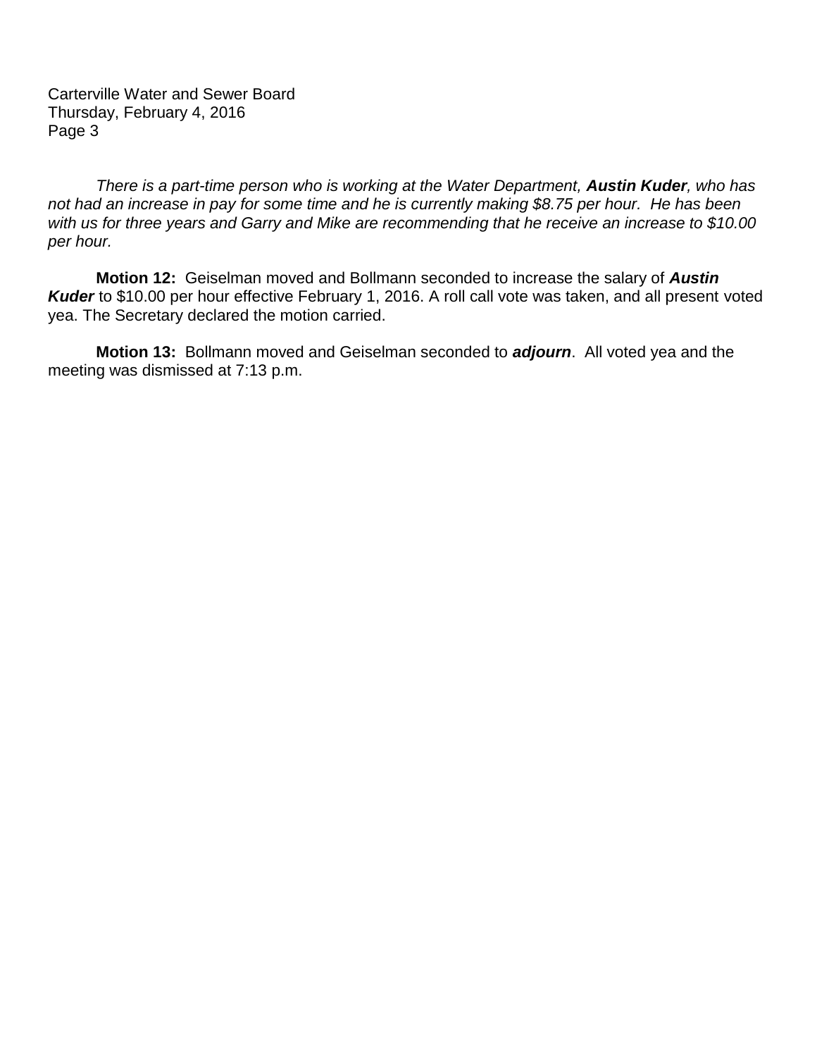*There is a part-time person who is working at the Water Department, **Austin Kuder**, who has not had an increase in pay for some time and he is currently making $8.75 per hour. He has been with us for three years and Garry and Mike are recommending that he receive an increase to $10.00 per hour.*

**Motion 12:** Geiselman moved and Bollmann seconded to increase the salary of ***Austin Kuder*** to $10.00 per hour effective February 1, 2016. A roll call vote was taken, and all present voted yea. The Secretary declared the motion carried.

**Motion 13:** Bollmann moved and Geiselman seconded to ***adjourn***. All voted yea and the meeting was dismissed at 7:13 p.m.